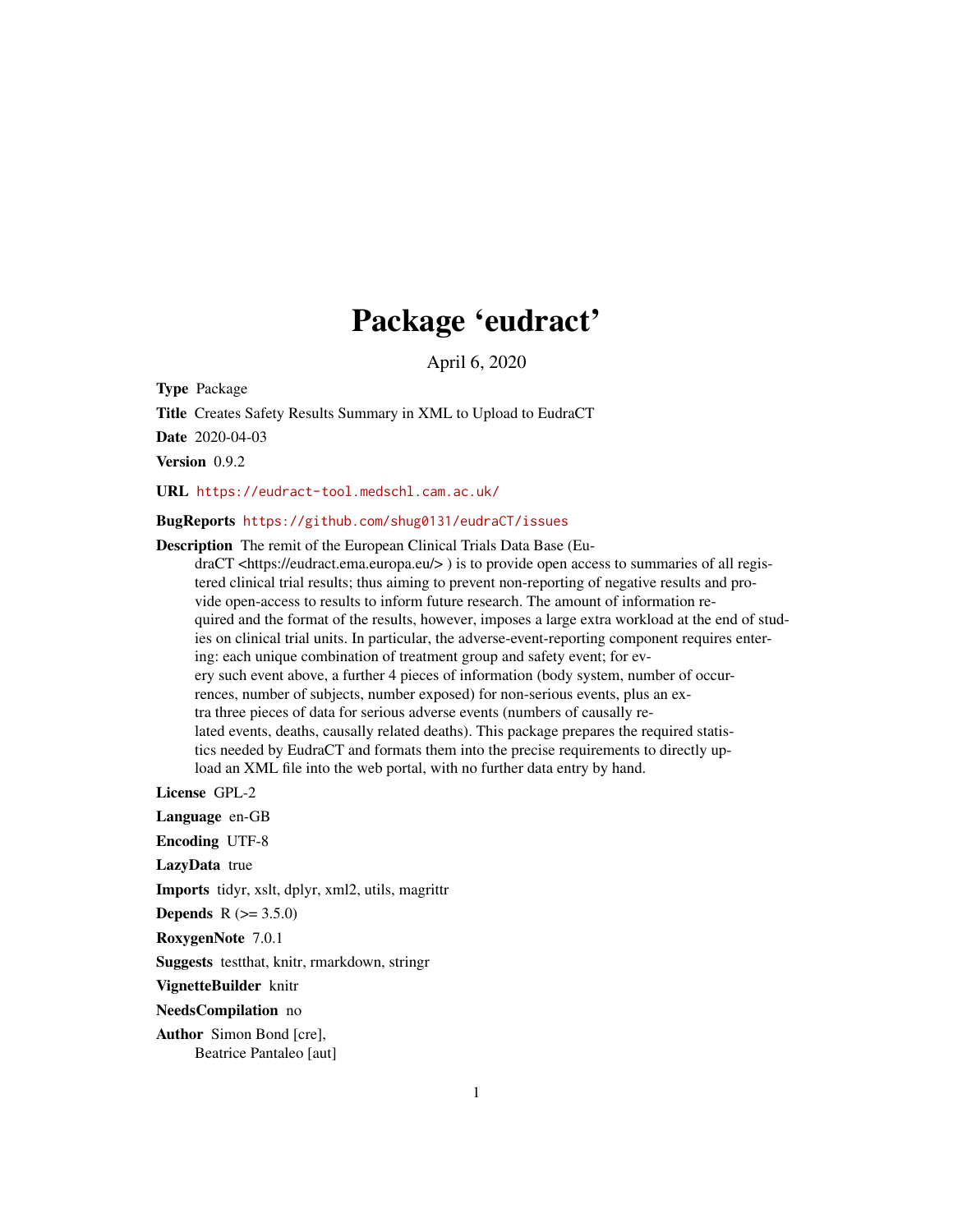# Package 'eudract'

April 6, 2020

**Type** Package

**Title** Creates Safety Results Summary in XML to Upload to EudraCT

**Date** 2020-04-03

**Version** 0.9.2

**URL** https://eudract-tool.medschl.cam.ac.uk/

**BugReports** https://github.com/shug0131/eudraCT/issues

**Description** The remit of the European Clinical Trials Data Base (EudraCT <https://eudract.ema.europa.eu/> ) is to provide open access to summaries of all registered clinical trial results; thus aiming to prevent non-reporting of negative results and provide open-access to results to inform future research. The amount of information required and the format of the results, however, imposes a large extra workload at the end of studies on clinical trial units. In particular, the adverse-event-reporting component requires entering: each unique combination of treatment group and safety event; for every such event above, a further 4 pieces of information (body system, number of occurrences, number of subjects, number exposed) for non-serious events, plus an extra three pieces of data for serious adverse events (numbers of causally related events, deaths, causally related deaths). This package prepares the required statistics needed by EudraCT and formats them into the precise requirements to directly upload an XML file into the web portal, with no further data entry by hand.

**License** GPL-2

**Language** en-GB

**Encoding** UTF-8

**LazyData** true

**Imports** tidyr, xslt, dplyr, xml2, utils, magrittr

**Depends** R (>= 3.5.0)

**RoxygenNote** 7.0.1

**Suggests** testthat, knitr, rmarkdown, stringr

**VignetteBuilder** knitr

**NeedsCompilation** no

**Author** Simon Bond [cre],
Beatrice Pantaleo [aut]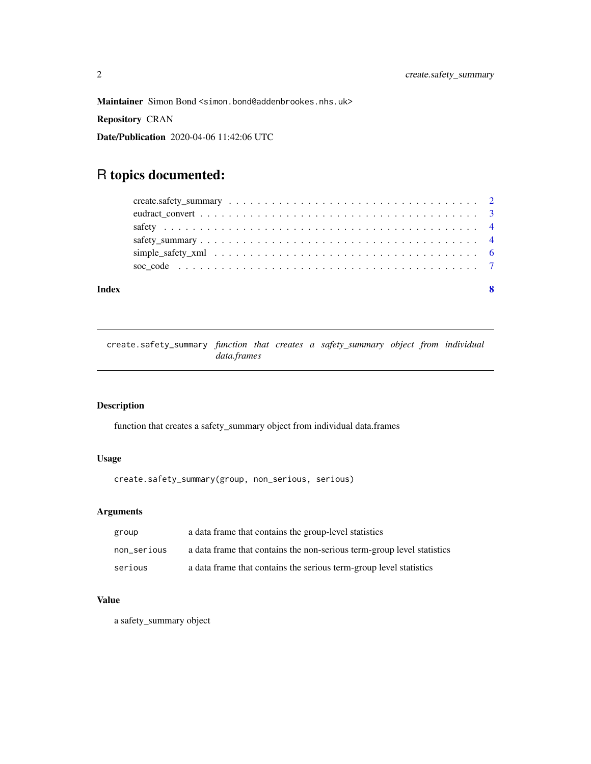**Maintainer** Simon Bond <simon.bond@addenbrookes.nhs.uk>

**Repository** CRAN

**Date/Publication** 2020-04-06 11:42:06 UTC

# R topics documented:

- create.safety_summary . . . . . . . . . . . . . . . . . . . . . . . . . . . . . . . . . . . 2
- eudract_convert . . . . . . . . . . . . . . . . . . . . . . . . . . . . . . . . . . . . . . . 3
- safety . . . . . . . . . . . . . . . . . . . . . . . . . . . . . . . . . . . . . . . . . . . . 4
- safety_summary . . . . . . . . . . . . . . . . . . . . . . . . . . . . . . . . . . . . . . . 4
- simple_safety_xml . . . . . . . . . . . . . . . . . . . . . . . . . . . . . . . . . . . . . 6
- soc_code . . . . . . . . . . . . . . . . . . . . . . . . . . . . . . . . . . . . . . . . . . 7

**Index** **8**

---

`create.safety_summary` *function that creates a safety_summary object from individual data.frames*

---

## Description

function that creates a safety_summary object from individual data.frames

## Usage

```
create.safety_summary(group, non_serious, serious)
```

## Arguments

| | |
|---|---|
| `group` | a data frame that contains the group-level statistics |
| `non_serious` | a data frame that contains the non-serious term-group level statistics |
| `serious` | a data frame that contains the serious term-group level statistics |

## Value

a safety_summary object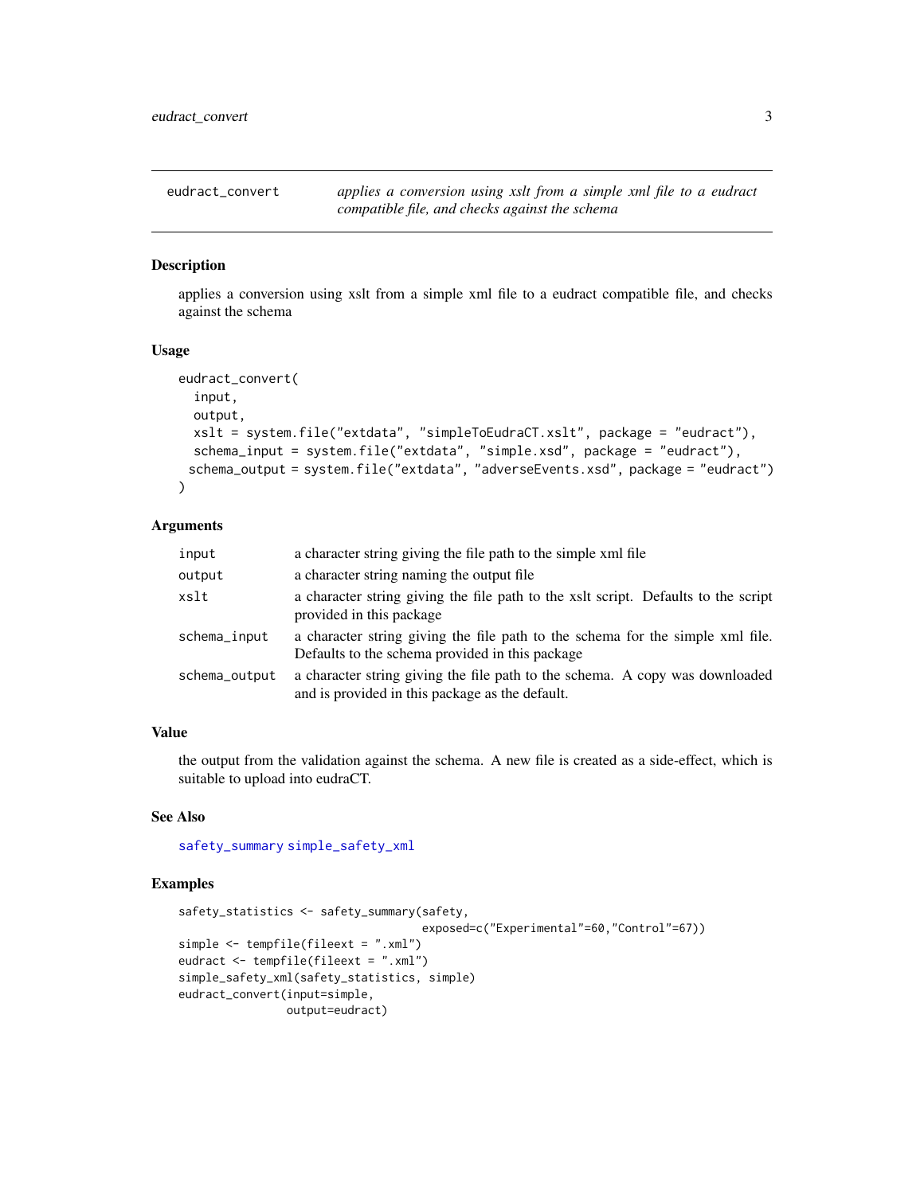## eudract_convert — *applies a conversion using xslt from a simple xml file to a eudract compatible file, and checks against the schema*

### Description

applies a conversion using xslt from a simple xml file to a eudract compatible file, and checks against the schema

### Usage

```
eudract_convert(
  input,
  output,
  xslt = system.file("extdata", "simpleToEudraCT.xslt", package = "eudract"),
  schema_input = system.file("extdata", "simple.xsd", package = "eudract"),
 schema_output = system.file("extdata", "adverseEvents.xsd", package = "eudract")
)
```

### Arguments

| | |
|---|---|
| `input` | a character string giving the file path to the simple xml file |
| `output` | a character string naming the output file |
| `xslt` | a character string giving the file path to the xslt script. Defaults to the script provided in this package |
| `schema_input` | a character string giving the file path to the schema for the simple xml file. Defaults to the schema provided in this package |
| `schema_output` | a character string giving the file path to the schema. A copy was downloaded and is provided in this package as the default. |

### Value

the output from the validation against the schema. A new file is created as a side-effect, which is suitable to upload into eudraCT.

### See Also

`safety_summary` `simple_safety_xml`

### Examples

```
safety_statistics <- safety_summary(safety,
                                    exposed=c("Experimental"=60,"Control"=67))
simple <- tempfile(fileext = ".xml")
eudract <- tempfile(fileext = ".xml")
simple_safety_xml(safety_statistics, simple)
eudract_convert(input=simple,
                output=eudract)
```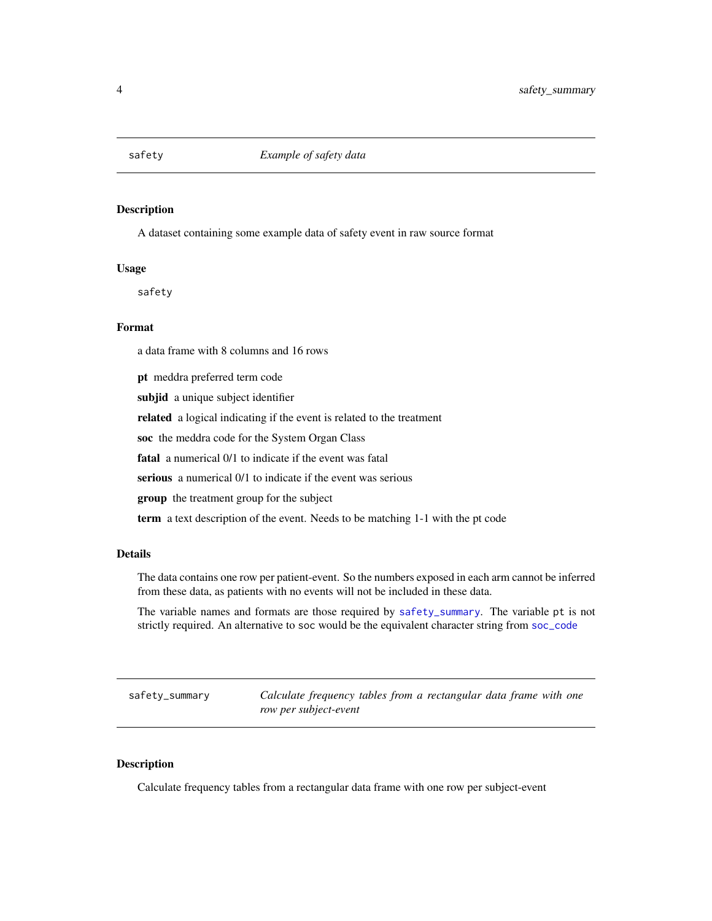`safety` *Example of safety data*

### Description

A dataset containing some example data of safety event in raw source format

### Usage

```
safety
```

### Format

a data frame with 8 columns and 16 rows

**pt** meddra preferred term code

**subjid** a unique subject identifier

**related** a logical indicating if the event is related to the treatment

**soc** the meddra code for the System Organ Class

**fatal** a numerical 0/1 to indicate if the event was fatal

**serious** a numerical 0/1 to indicate if the event was serious

**group** the treatment group for the subject

**term** a text description of the event. Needs to be matching 1-1 with the pt code

### Details

The data contains one row per patient-event. So the numbers exposed in each arm cannot be inferred from these data, as patients with no events will not be included in these data.

The variable names and formats are those required by `safety_summary`. The variable `pt` is not strictly required. An alternative to `soc` would be the equivalent character string from `soc_code`

---

`safety_summary` *Calculate frequency tables from a rectangular data frame with one row per subject-event*

### Description

Calculate frequency tables from a rectangular data frame with one row per subject-event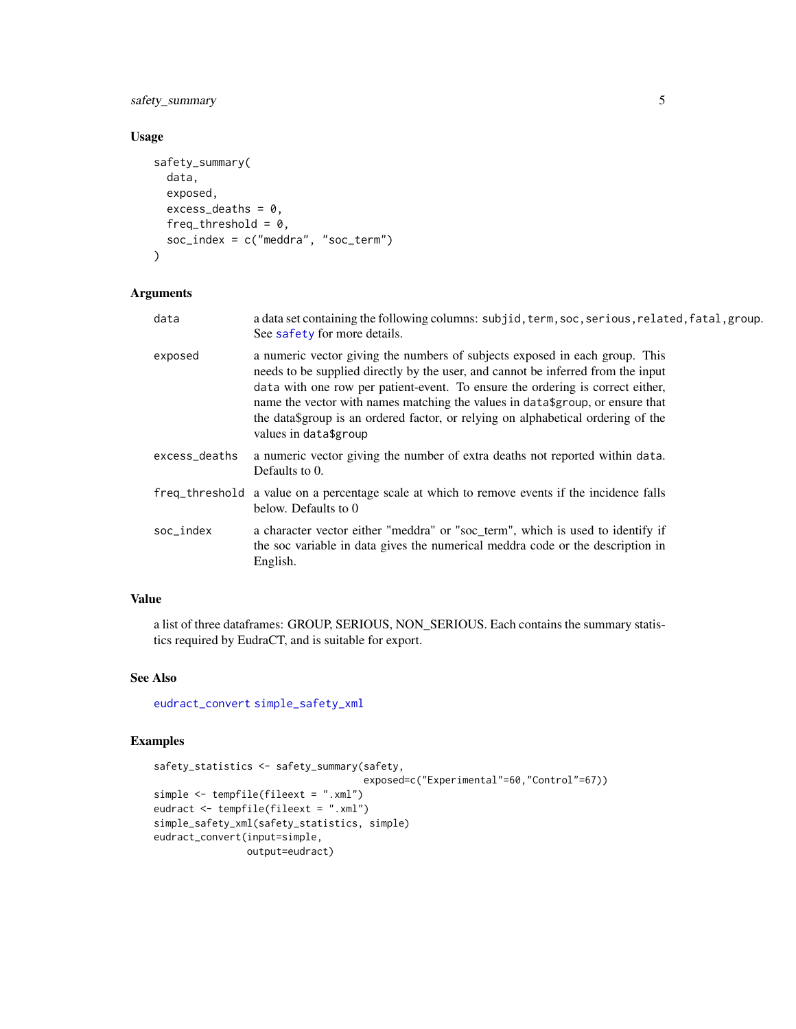## Usage

```
safety_summary(
  data,
  exposed,
  excess_deaths = 0,
  freq_threshold = 0,
  soc_index = c("meddra", "soc_term")
)
```

## Arguments

| | |
|---|---|
| `data` | a data set containing the following columns: `subjid,term,soc,serious,related,fatal,group`. See `safety` for more details. |
| `exposed` | a numeric vector giving the numbers of subjects exposed in each group. This needs to be supplied directly by the user, and cannot be inferred from the input `data` with one row per patient-event. To ensure the ordering is correct either, name the vector with names matching the values in `data$group`, or ensure that the data$group is an ordered factor, or relying on alphabetical ordering of the values in `data$group` |
| `excess_deaths` | a numeric vector giving the number of extra deaths not reported within `data`. Defaults to 0. |
| `freq_threshold` | a value on a percentage scale at which to remove events if the incidence falls below. Defaults to 0 |
| `soc_index` | a character vector either "meddra" or "soc_term", which is used to identify if the soc variable in data gives the numerical meddra code or the description in English. |

## Value

a list of three dataframes: GROUP, SERIOUS, NON_SERIOUS. Each contains the summary statistics required by EudraCT, and is suitable for export.

## See Also

`eudract_convert` `simple_safety_xml`

## Examples

```
safety_statistics <- safety_summary(safety,
                                    exposed=c("Experimental"=60,"Control"=67))
simple <- tempfile(fileext = ".xml")
eudract <- tempfile(fileext = ".xml")
simple_safety_xml(safety_statistics, simple)
eudract_convert(input=simple,
                output=eudract)
```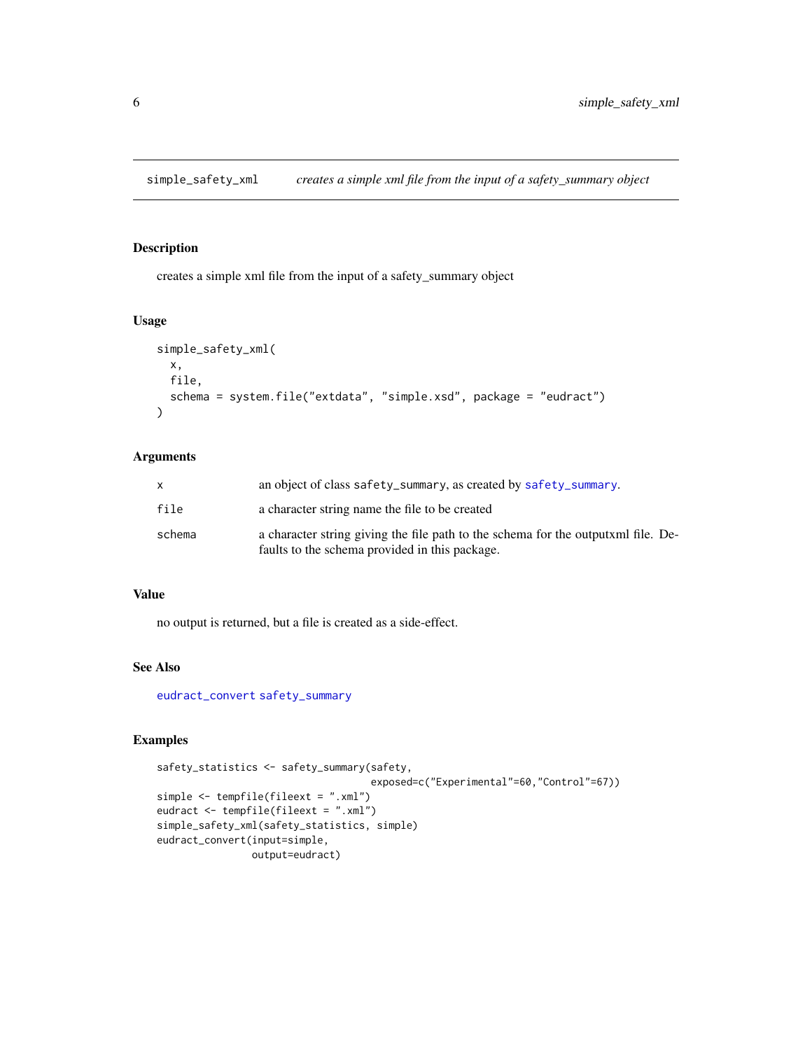# simple_safety_xml — *creates a simple xml file from the input of a safety_summary object*

## Description

creates a simple xml file from the input of a safety_summary object

## Usage

```
simple_safety_xml(
  x,
  file,
  schema = system.file("extdata", "simple.xsd", package = "eudract")
)
```

## Arguments

| | |
|---|---|
| x | an object of class safety_summary, as created by safety_summary. |
| file | a character string name the file to be created |
| schema | a character string giving the file path to the schema for the outputxml file. Defaults to the schema provided in this package. |

## Value

no output is returned, but a file is created as a side-effect.

## See Also

eudract_convert safety_summary

## Examples

```
safety_statistics <- safety_summary(safety,
                                    exposed=c("Experimental"=60,"Control"=67))
simple <- tempfile(fileext = ".xml")
eudract <- tempfile(fileext = ".xml")
simple_safety_xml(safety_statistics, simple)
eudract_convert(input=simple,
                output=eudract)
```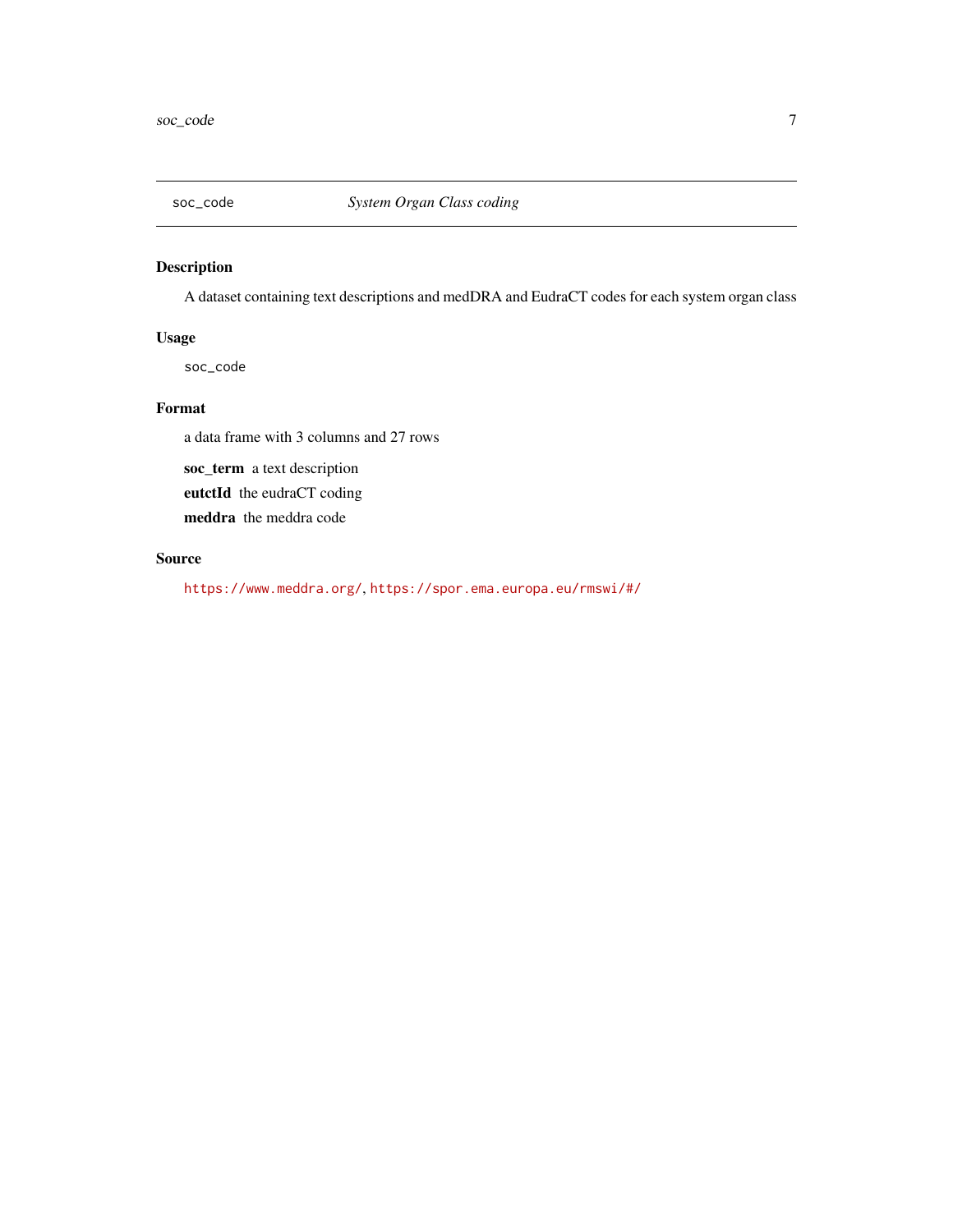## soc_code — *System Organ Class coding*

### Description

A dataset containing text descriptions and medDRA and EudraCT codes for each system organ class

### Usage

```
soc_code
```

### Format

a data frame with 3 columns and 27 rows

- **soc_term** a text description
- **eutctId** the eudraCT coding
- **meddra** the meddra code

### Source

https://www.meddra.org/, https://spor.ema.europa.eu/rmswi/#/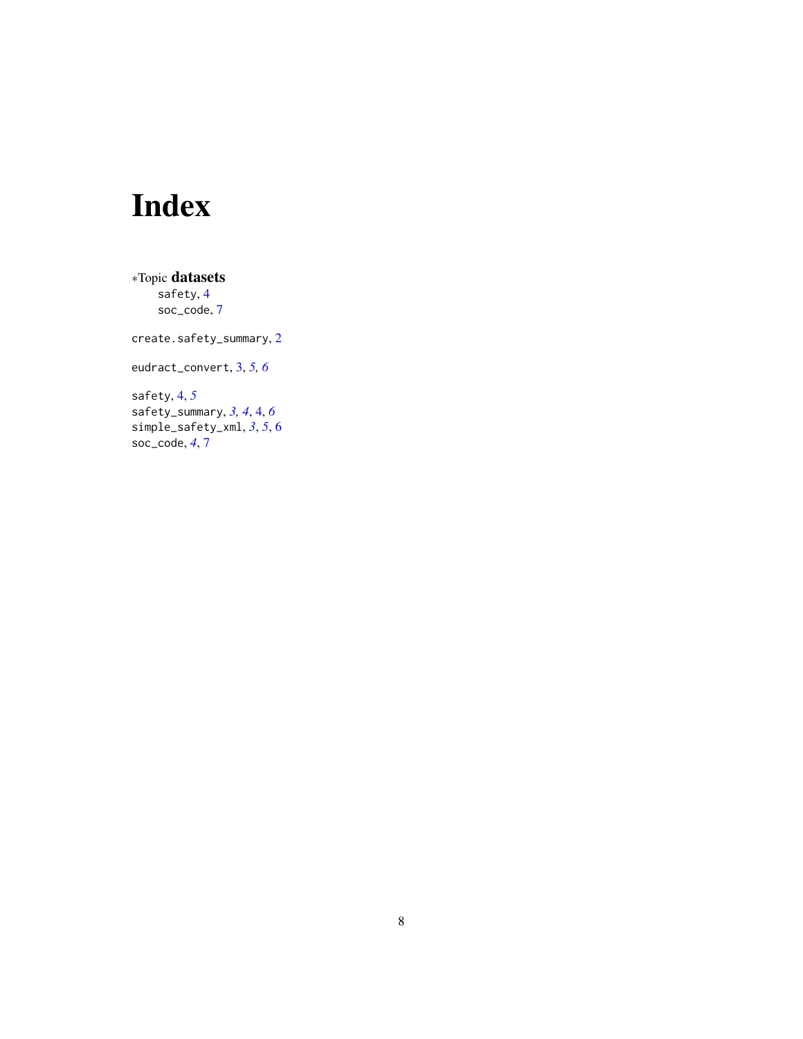# Index

∗Topic **datasets**
safety, 4
soc_code, 7

create.safety_summary, 2

eudract_convert, 3, *5, 6*

safety, 4, *5*
safety_summary, *3, 4*, 4, *6*
simple_safety_xml, *3*, *5*, 6
soc_code, *4*, 7